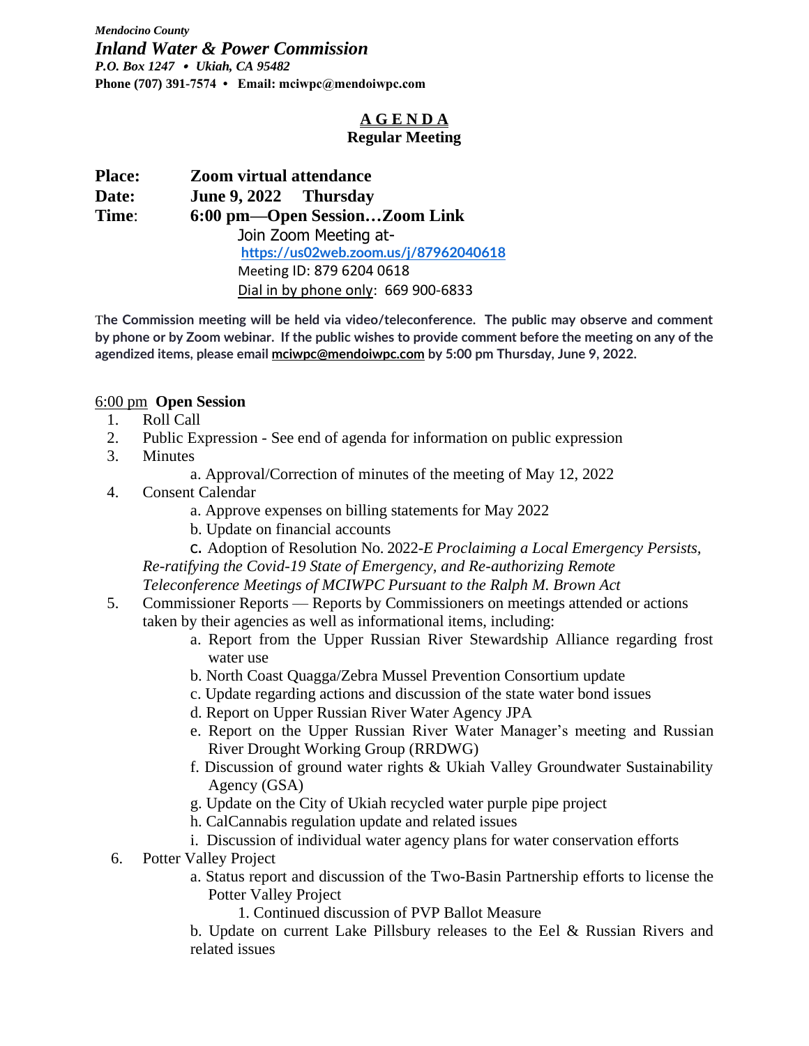*Mendocino County*

***Inland Water & Power Commission***

***P.O. Box 1247 • Ukiah, CA 95482***

**Phone (707) 391-7574 • Email: mciwpc@mendoiwpc.com**

## A G E N D A
**Regular Meeting**

**Place:** **Zoom virtual attendance**

**Date:** **June 9, 2022 Thursday**

**Time**: **6:00 pm—Open Session…Zoom Link**

Join Zoom Meeting at-
https://us02web.zoom.us/j/87962040618
Meeting ID: 879 6204 0618
Dial in by phone only: 669 900-6833

**The Commission meeting will be held via video/teleconference. The public may observe and comment by phone or by Zoom webinar. If the public wishes to provide comment before the meeting on any of the agendized items, please email mciwpc@mendoiwpc.com by 5:00 pm Thursday, June 9, 2022.**

6:00 pm **Open Session**

1. Roll Call
2. Public Expression - See end of agenda for information on public expression
3. Minutes
   - a. Approval/Correction of minutes of the meeting of May 12, 2022
4. Consent Calendar
   - a. Approve expenses on billing statements for May 2022
   - b. Update on financial accounts
   - c. Adoption of Resolution No. 2022-*E Proclaiming a Local Emergency Persists, Re-ratifying the Covid-19 State of Emergency, and Re-authorizing Remote Teleconference Meetings of MCIWPC Pursuant to the Ralph M. Brown Act*
5. Commissioner Reports — Reports by Commissioners on meetings attended or actions taken by their agencies as well as informational items, including:
   - a. Report from the Upper Russian River Stewardship Alliance regarding frost water use
   - b. North Coast Quagga/Zebra Mussel Prevention Consortium update
   - c. Update regarding actions and discussion of the state water bond issues
   - d. Report on Upper Russian River Water Agency JPA
   - e. Report on the Upper Russian River Water Manager's meeting and Russian River Drought Working Group (RRDWG)
   - f. Discussion of ground water rights & Ukiah Valley Groundwater Sustainability Agency (GSA)
   - g. Update on the City of Ukiah recycled water purple pipe project
   - h. CalCannabis regulation update and related issues
   - i. Discussion of individual water agency plans for water conservation efforts
6. Potter Valley Project
   - a. Status report and discussion of the Two-Basin Partnership efforts to license the Potter Valley Project
     1. Continued discussion of PVP Ballot Measure
   - b. Update on current Lake Pillsbury releases to the Eel & Russian Rivers and related issues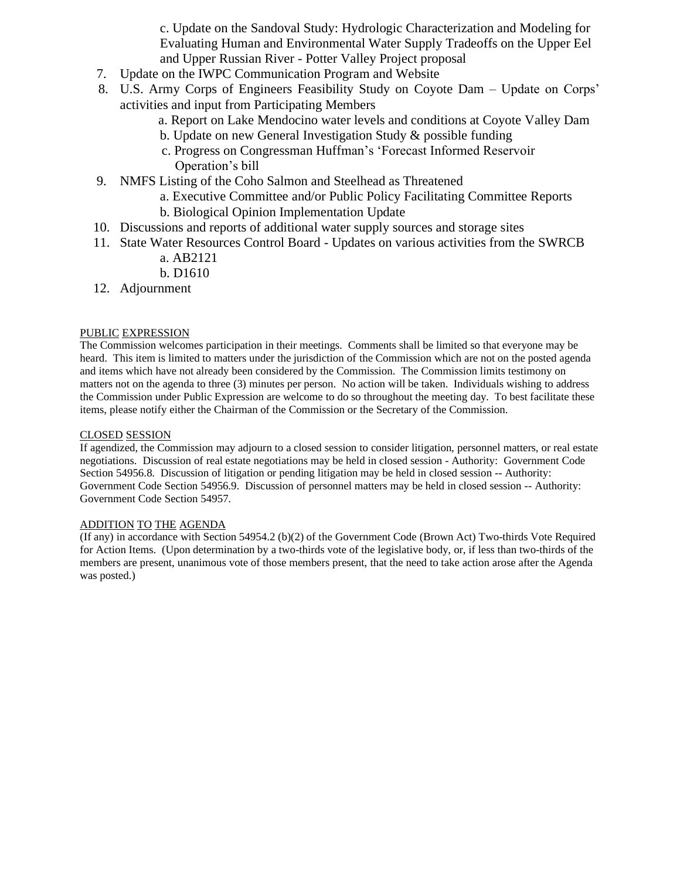c. Update on the Sandoval Study: Hydrologic Characterization and Modeling for Evaluating Human and Environmental Water Supply Tradeoffs on the Upper Eel and Upper Russian River - Potter Valley Project proposal

7. Update on the IWPC Communication Program and Website
8. U.S. Army Corps of Engineers Feasibility Study on Coyote Dam – Update on Corps' activities and input from Participating Members
   a. Report on Lake Mendocino water levels and conditions at Coyote Valley Dam
   b. Update on new General Investigation Study & possible funding
   c. Progress on Congressman Huffman's 'Forecast Informed Reservoir Operation's bill
9. NMFS Listing of the Coho Salmon and Steelhead as Threatened
   a. Executive Committee and/or Public Policy Facilitating Committee Reports
   b. Biological Opinion Implementation Update
10. Discussions and reports of additional water supply sources and storage sites
11. State Water Resources Control Board - Updates on various activities from the SWRCB
    a. AB2121
    b. D1610
12. Adjournment

PUBLIC EXPRESSION

The Commission welcomes participation in their meetings. Comments shall be limited so that everyone may be heard. This item is limited to matters under the jurisdiction of the Commission which are not on the posted agenda and items which have not already been considered by the Commission. The Commission limits testimony on matters not on the agenda to three (3) minutes per person. No action will be taken. Individuals wishing to address the Commission under Public Expression are welcome to do so throughout the meeting day. To best facilitate these items, please notify either the Chairman of the Commission or the Secretary of the Commission.

CLOSED SESSION

If agendized, the Commission may adjourn to a closed session to consider litigation, personnel matters, or real estate negotiations. Discussion of real estate negotiations may be held in closed session - Authority: Government Code Section 54956.8. Discussion of litigation or pending litigation may be held in closed session -- Authority: Government Code Section 54956.9. Discussion of personnel matters may be held in closed session -- Authority: Government Code Section 54957.

ADDITION TO THE AGENDA

(If any) in accordance with Section 54954.2 (b)(2) of the Government Code (Brown Act) Two-thirds Vote Required for Action Items. (Upon determination by a two-thirds vote of the legislative body, or, if less than two-thirds of the members are present, unanimous vote of those members present, that the need to take action arose after the Agenda was posted.)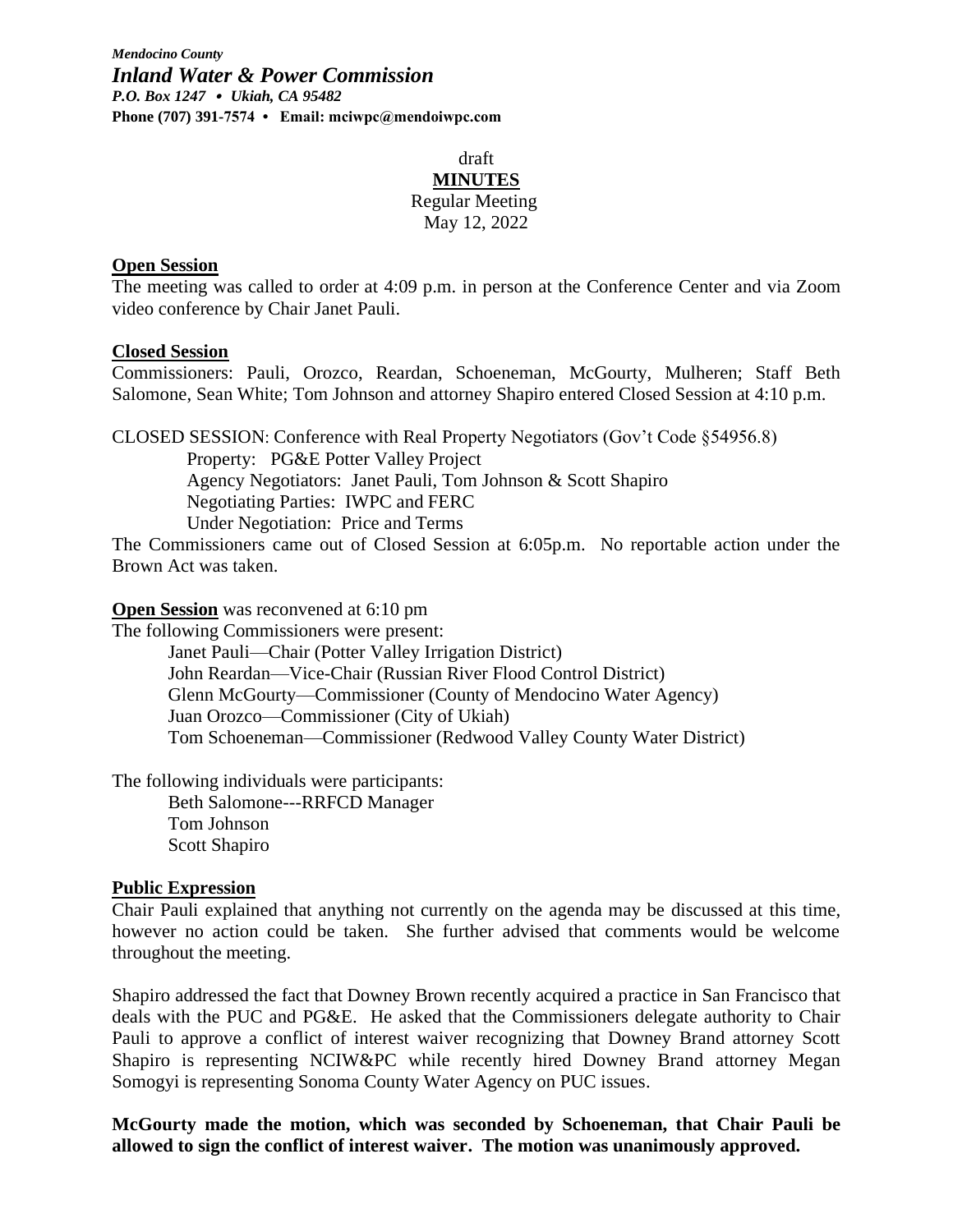*Mendocino County*
***Inland Water & Power Commission***
***P.O. Box 1247 • Ukiah, CA 95482***
**Phone (707) 391-7574 • Email: mciwpc@mendoiwpc.com**

draft

**MINUTES**

Regular Meeting

May 12, 2022

## Open Session

The meeting was called to order at 4:09 p.m. in person at the Conference Center and via Zoom video conference by Chair Janet Pauli.

## Closed Session

Commissioners: Pauli, Orozco, Reardan, Schoeneman, McGourty, Mulheren; Staff Beth Salomone, Sean White; Tom Johnson and attorney Shapiro entered Closed Session at 4:10 p.m.

CLOSED SESSION: Conference with Real Property Negotiators (Gov't Code §54956.8)

Property: PG&E Potter Valley Project
Agency Negotiators: Janet Pauli, Tom Johnson & Scott Shapiro
Negotiating Parties: IWPC and FERC
Under Negotiation: Price and Terms

The Commissioners came out of Closed Session at 6:05p.m. No reportable action under the Brown Act was taken.

**Open Session** was reconvened at 6:10 pm

The following Commissioners were present:

Janet Pauli—Chair (Potter Valley Irrigation District)
John Reardan—Vice-Chair (Russian River Flood Control District)
Glenn McGourty—Commissioner (County of Mendocino Water Agency)
Juan Orozco—Commissioner (City of Ukiah)
Tom Schoeneman—Commissioner (Redwood Valley County Water District)

The following individuals were participants:

Beth Salomone---RRFCD Manager
Tom Johnson
Scott Shapiro

## Public Expression

Chair Pauli explained that anything not currently on the agenda may be discussed at this time, however no action could be taken. She further advised that comments would be welcome throughout the meeting.

Shapiro addressed the fact that Downey Brown recently acquired a practice in San Francisco that deals with the PUC and PG&E. He asked that the Commissioners delegate authority to Chair Pauli to approve a conflict of interest waiver recognizing that Downey Brand attorney Scott Shapiro is representing NCIW&PC while recently hired Downey Brand attorney Megan Somogyi is representing Sonoma County Water Agency on PUC issues.

**McGourty made the motion, which was seconded by Schoeneman, that Chair Pauli be allowed to sign the conflict of interest waiver. The motion was unanimously approved.**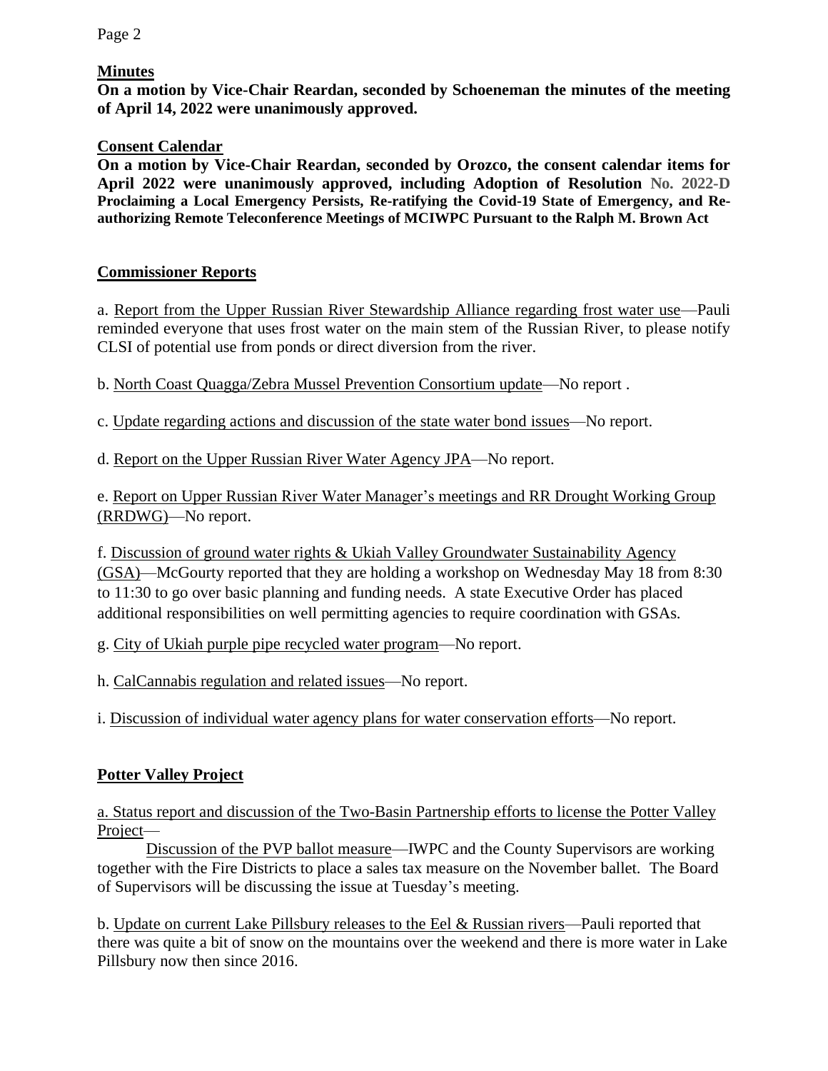## Minutes

**On a motion by Vice-Chair Reardan, seconded by Schoeneman the minutes of the meeting of April 14, 2022 were unanimously approved.**

## Consent Calendar

**On a motion by Vice-Chair Reardan, seconded by Orozco, the consent calendar items for April 2022 were unanimously approved, including Adoption of Resolution No. 2022-D Proclaiming a Local Emergency Persists, Re-ratifying the Covid-19 State of Emergency, and Re-authorizing Remote Teleconference Meetings of MCIWPC Pursuant to the Ralph M. Brown Act**

## Commissioner Reports

a. Report from the Upper Russian River Stewardship Alliance regarding frost water use—Pauli reminded everyone that uses frost water on the main stem of the Russian River, to please notify CLSI of potential use from ponds or direct diversion from the river.

b. North Coast Quagga/Zebra Mussel Prevention Consortium update—No report .

c. Update regarding actions and discussion of the state water bond issues—No report.

d. Report on the Upper Russian River Water Agency JPA—No report.

e. Report on Upper Russian River Water Manager's meetings and RR Drought Working Group (RRDWG)—No report.

f. Discussion of ground water rights & Ukiah Valley Groundwater Sustainability Agency (GSA)—McGourty reported that they are holding a workshop on Wednesday May 18 from 8:30 to 11:30 to go over basic planning and funding needs. A state Executive Order has placed additional responsibilities on well permitting agencies to require coordination with GSAs.

g. City of Ukiah purple pipe recycled water program—No report.

h. CalCannabis regulation and related issues—No report.

i. Discussion of individual water agency plans for water conservation efforts—No report.

## Potter Valley Project

a. Status report and discussion of the Two-Basin Partnership efforts to license the Potter Valley Project—

Discussion of the PVP ballot measure—IWPC and the County Supervisors are working together with the Fire Districts to place a sales tax measure on the November ballet. The Board of Supervisors will be discussing the issue at Tuesday's meeting.

b. Update on current Lake Pillsbury releases to the Eel & Russian rivers—Pauli reported that there was quite a bit of snow on the mountains over the weekend and there is more water in Lake Pillsbury now then since 2016.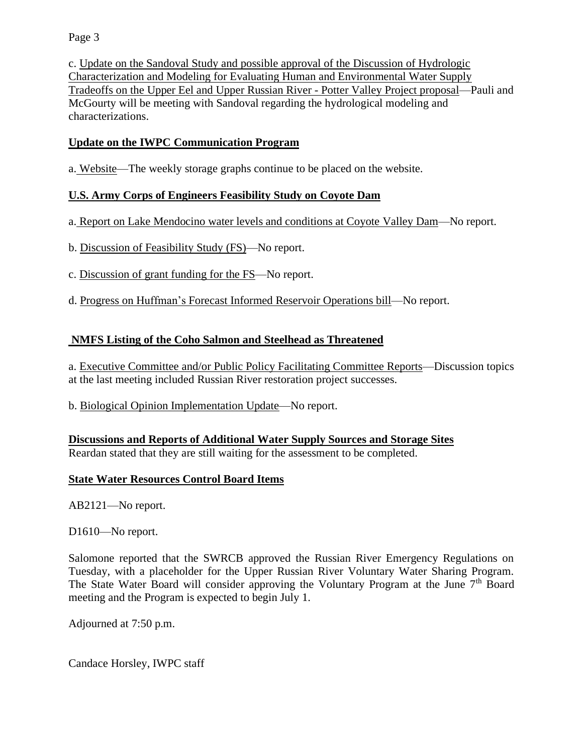c. Update on the Sandoval Study and possible approval of the Discussion of Hydrologic Characterization and Modeling for Evaluating Human and Environmental Water Supply Tradeoffs on the Upper Eel and Upper Russian River - Potter Valley Project proposal—Pauli and McGourty will be meeting with Sandoval regarding the hydrological modeling and characterizations.

**Update on the IWPC Communication Program**

a. Website—The weekly storage graphs continue to be placed on the website.

**U.S. Army Corps of Engineers Feasibility Study on Coyote Dam**

a. Report on Lake Mendocino water levels and conditions at Coyote Valley Dam—No report.

b. Discussion of Feasibility Study (FS)—No report.

c. Discussion of grant funding for the FS—No report.

d. Progress on Huffman's Forecast Informed Reservoir Operations bill—No report.

**NMFS Listing of the Coho Salmon and Steelhead as Threatened**

a. Executive Committee and/or Public Policy Facilitating Committee Reports—Discussion topics at the last meeting included Russian River restoration project successes.

b. Biological Opinion Implementation Update—No report.

**Discussions and Reports of Additional Water Supply Sources and Storage Sites**

Reardan stated that they are still waiting for the assessment to be completed.

**State Water Resources Control Board Items**

AB2121—No report.

D1610—No report.

Salomone reported that the SWRCB approved the Russian River Emergency Regulations on Tuesday, with a placeholder for the Upper Russian River Voluntary Water Sharing Program. The State Water Board will consider approving the Voluntary Program at the June 7th Board meeting and the Program is expected to begin July 1.

Adjourned at 7:50 p.m.

Candace Horsley, IWPC staff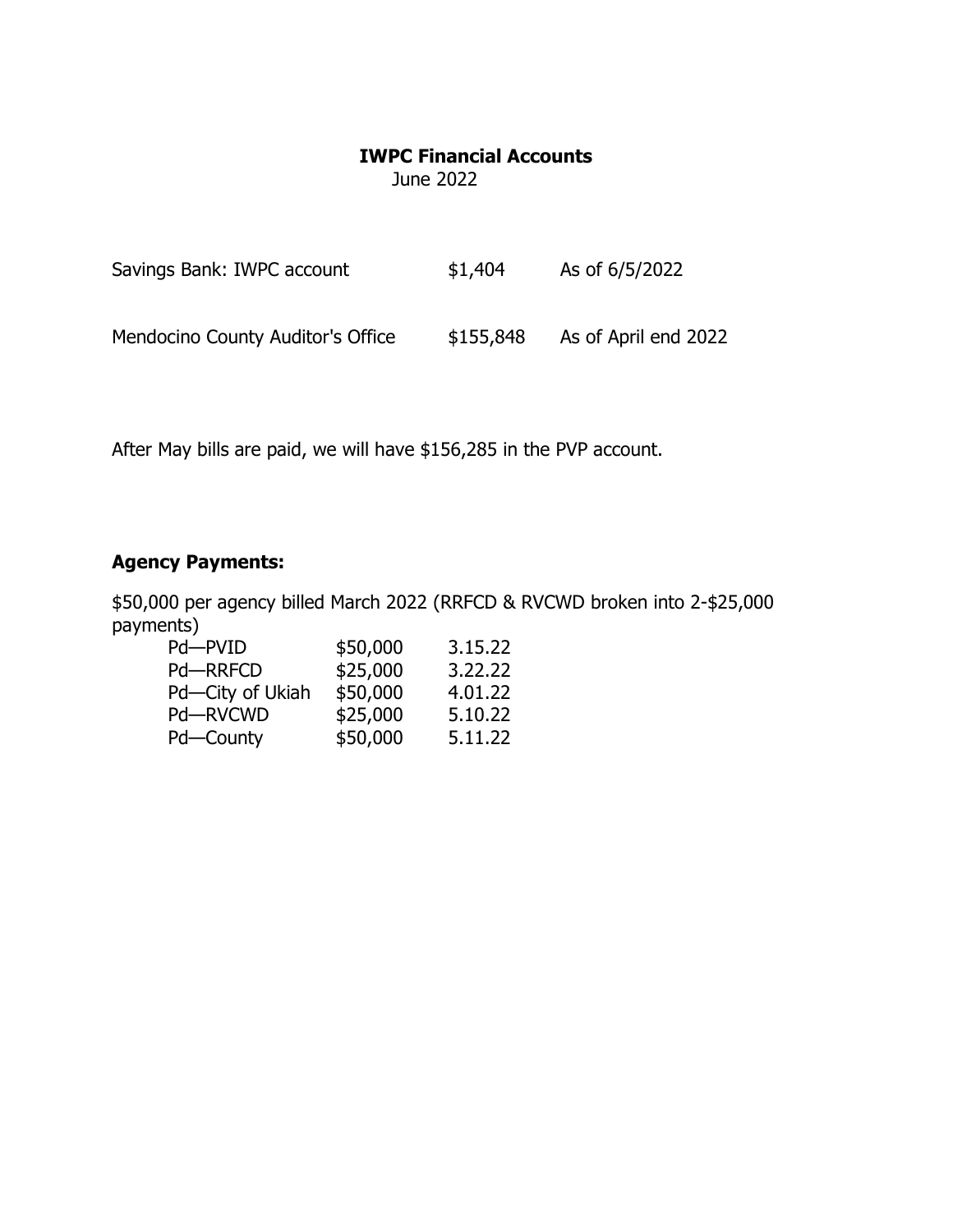# IWPC Financial Accounts

June 2022

| | | |
|---|---|---|
| Savings Bank: IWPC account | $1,404 | As of 6/5/2022 |
| Mendocino County Auditor's Office | $155,848 | As of April end 2022 |

After May bills are paid, we will have $156,285 in the PVP account.

**Agency Payments:**

$50,000 per agency billed March 2022 (RRFCD & RVCWD broken into 2-$25,000 payments)

| | | |
|---|---|---|
| Pd—PVID | $50,000 | 3.15.22 |
| Pd—RRFCD | $25,000 | 3.22.22 |
| Pd—City of Ukiah | $50,000 | 4.01.22 |
| Pd—RVCWD | $25,000 | 5.10.22 |
| Pd—County | $50,000 | 5.11.22 |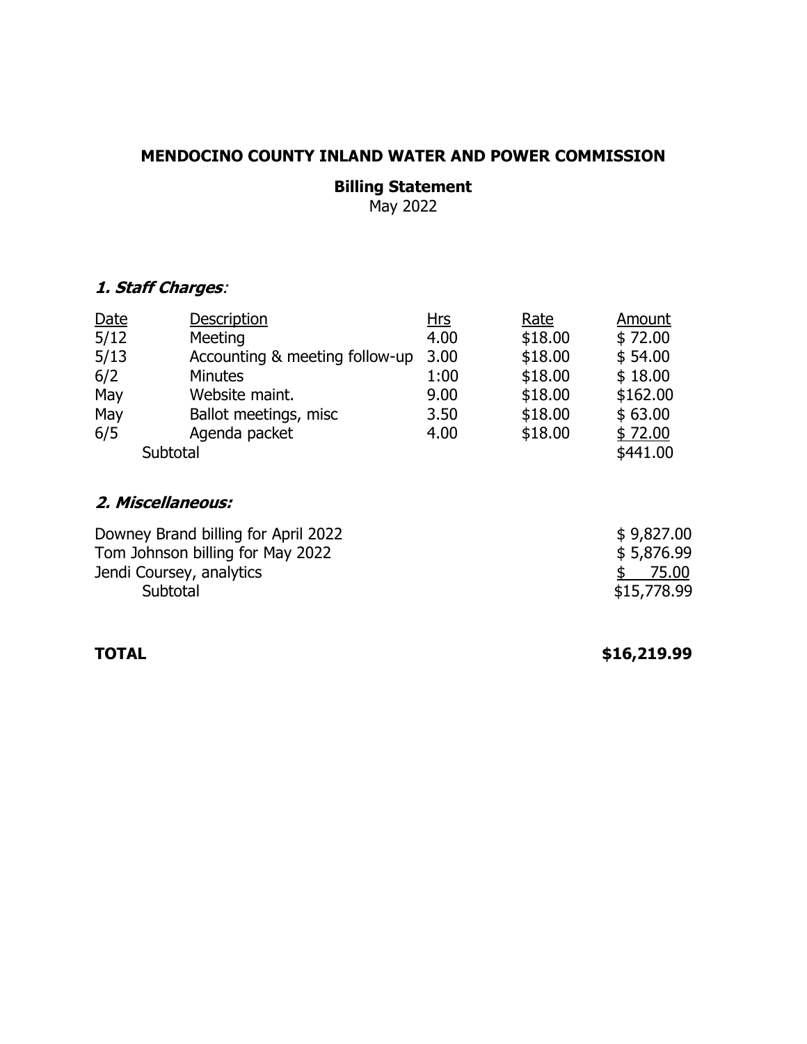# MENDOCINO COUNTY INLAND WATER AND POWER COMMISSION

## Billing Statement

May 2022

### *1. Staff Charges:*

| Date | Description | Hrs | Rate | Amount |
|---|---|---|---|---|
| 5/12 | Meeting | 4.00 | $18.00 | $ 72.00 |
| 5/13 | Accounting & meeting follow-up | 3.00 | $18.00 | $ 54.00 |
| 6/2 | Minutes | 1:00 | $18.00 | $ 18.00 |
| May | Website maint. | 9.00 | $18.00 | $162.00 |
| May | Ballot meetings, misc | 3.50 | $18.00 | $ 63.00 |
| 6/5 | Agenda packet | 4.00 | $18.00 | $ 72.00 |
| Subtotal | | | | $441.00 |

### *2. Miscellaneous:*

| Description | Amount |
|---|---|
| Downey Brand billing for April 2022 | $ 9,827.00 |
| Tom Johnson billing for May 2022 | $ 5,876.99 |
| Jendi Coursey, analytics | $ 75.00 |
| Subtotal | $15,778.99 |

**TOTAL** **$16,219.99**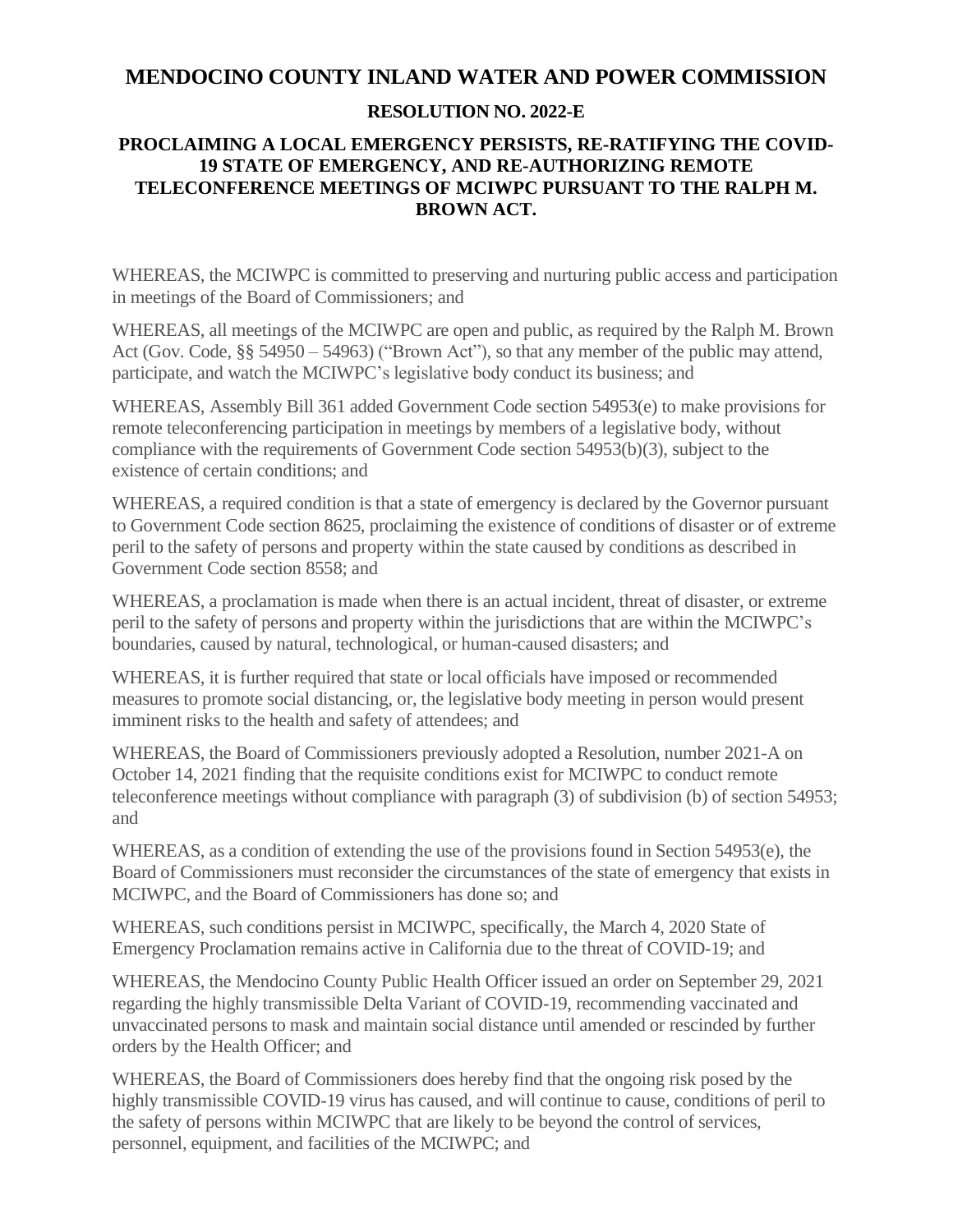# MENDOCINO COUNTY INLAND WATER AND POWER COMMISSION

## RESOLUTION NO. 2022-E

### PROCLAIMING A LOCAL EMERGENCY PERSISTS, RE-RATIFYING THE COVID-19 STATE OF EMERGENCY, AND RE-AUTHORIZING REMOTE TELECONFERENCE MEETINGS OF MCIWPC PURSUANT TO THE RALPH M. BROWN ACT.

WHEREAS, the MCIWPC is committed to preserving and nurturing public access and participation in meetings of the Board of Commissioners; and

WHEREAS, all meetings of the MCIWPC are open and public, as required by the Ralph M. Brown Act (Gov. Code, §§ 54950 – 54963) ("Brown Act"), so that any member of the public may attend, participate, and watch the MCIWPC's legislative body conduct its business; and

WHEREAS, Assembly Bill 361 added Government Code section 54953(e) to make provisions for remote teleconferencing participation in meetings by members of a legislative body, without compliance with the requirements of Government Code section 54953(b)(3), subject to the existence of certain conditions; and

WHEREAS, a required condition is that a state of emergency is declared by the Governor pursuant to Government Code section 8625, proclaiming the existence of conditions of disaster or of extreme peril to the safety of persons and property within the state caused by conditions as described in Government Code section 8558; and

WHEREAS, a proclamation is made when there is an actual incident, threat of disaster, or extreme peril to the safety of persons and property within the jurisdictions that are within the MCIWPC's boundaries, caused by natural, technological, or human-caused disasters; and

WHEREAS, it is further required that state or local officials have imposed or recommended measures to promote social distancing, or, the legislative body meeting in person would present imminent risks to the health and safety of attendees; and

WHEREAS, the Board of Commissioners previously adopted a Resolution, number 2021-A on October 14, 2021 finding that the requisite conditions exist for MCIWPC to conduct remote teleconference meetings without compliance with paragraph (3) of subdivision (b) of section 54953; and

WHEREAS, as a condition of extending the use of the provisions found in Section 54953(e), the Board of Commissioners must reconsider the circumstances of the state of emergency that exists in MCIWPC, and the Board of Commissioners has done so; and

WHEREAS, such conditions persist in MCIWPC, specifically, the March 4, 2020 State of Emergency Proclamation remains active in California due to the threat of COVID-19; and

WHEREAS, the Mendocino County Public Health Officer issued an order on September 29, 2021 regarding the highly transmissible Delta Variant of COVID-19, recommending vaccinated and unvaccinated persons to mask and maintain social distance until amended or rescinded by further orders by the Health Officer; and

WHEREAS, the Board of Commissioners does hereby find that the ongoing risk posed by the highly transmissible COVID-19 virus has caused, and will continue to cause, conditions of peril to the safety of persons within MCIWPC that are likely to be beyond the control of services, personnel, equipment, and facilities of the MCIWPC; and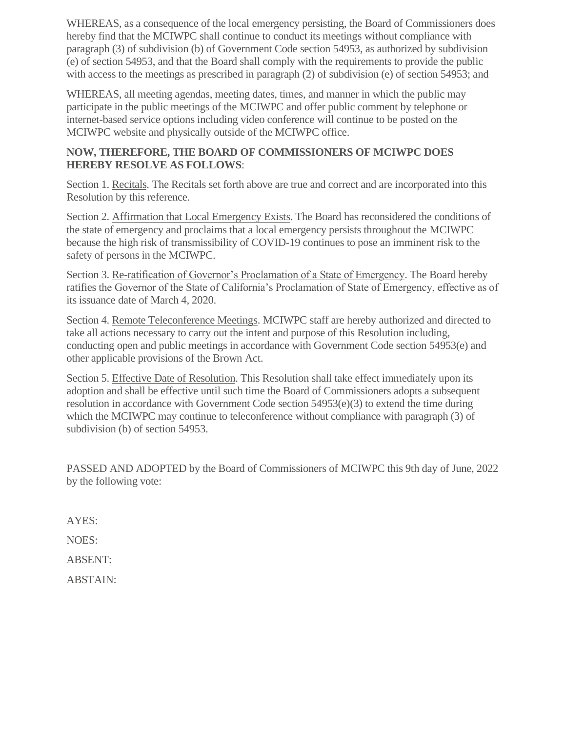WHEREAS, as a consequence of the local emergency persisting, the Board of Commissioners does hereby find that the MCIWPC shall continue to conduct its meetings without compliance with paragraph (3) of subdivision (b) of Government Code section 54953, as authorized by subdivision (e) of section 54953, and that the Board shall comply with the requirements to provide the public with access to the meetings as prescribed in paragraph (2) of subdivision (e) of section 54953; and

WHEREAS, all meeting agendas, meeting dates, times, and manner in which the public may participate in the public meetings of the MCIWPC and offer public comment by telephone or internet-based service options including video conference will continue to be posted on the MCIWPC website and physically outside of the MCIWPC office.

**NOW, THEREFORE, THE BOARD OF COMMISSIONERS OF MCIWPC DOES HEREBY RESOLVE AS FOLLOWS**:

Section 1. <u>Recitals</u>. The Recitals set forth above are true and correct and are incorporated into this Resolution by this reference.

Section 2. <u>Affirmation that Local Emergency Exists</u>. The Board has reconsidered the conditions of the state of emergency and proclaims that a local emergency persists throughout the MCIWPC because the high risk of transmissibility of COVID-19 continues to pose an imminent risk to the safety of persons in the MCIWPC.

Section 3. <u>Re-ratification of Governor's Proclamation of a State of Emergency</u>. The Board hereby ratifies the Governor of the State of California's Proclamation of State of Emergency, effective as of its issuance date of March 4, 2020.

Section 4. <u>Remote Teleconference Meetings</u>. MCIWPC staff are hereby authorized and directed to take all actions necessary to carry out the intent and purpose of this Resolution including, conducting open and public meetings in accordance with Government Code section 54953(e) and other applicable provisions of the Brown Act.

Section 5. <u>Effective Date of Resolution</u>. This Resolution shall take effect immediately upon its adoption and shall be effective until such time the Board of Commissioners adopts a subsequent resolution in accordance with Government Code section 54953(e)(3) to extend the time during which the MCIWPC may continue to teleconference without compliance with paragraph (3) of subdivision (b) of section 54953.

PASSED AND ADOPTED by the Board of Commissioners of MCIWPC this 9th day of June, 2022 by the following vote:

AYES:

NOES:

ABSENT:

ABSTAIN: